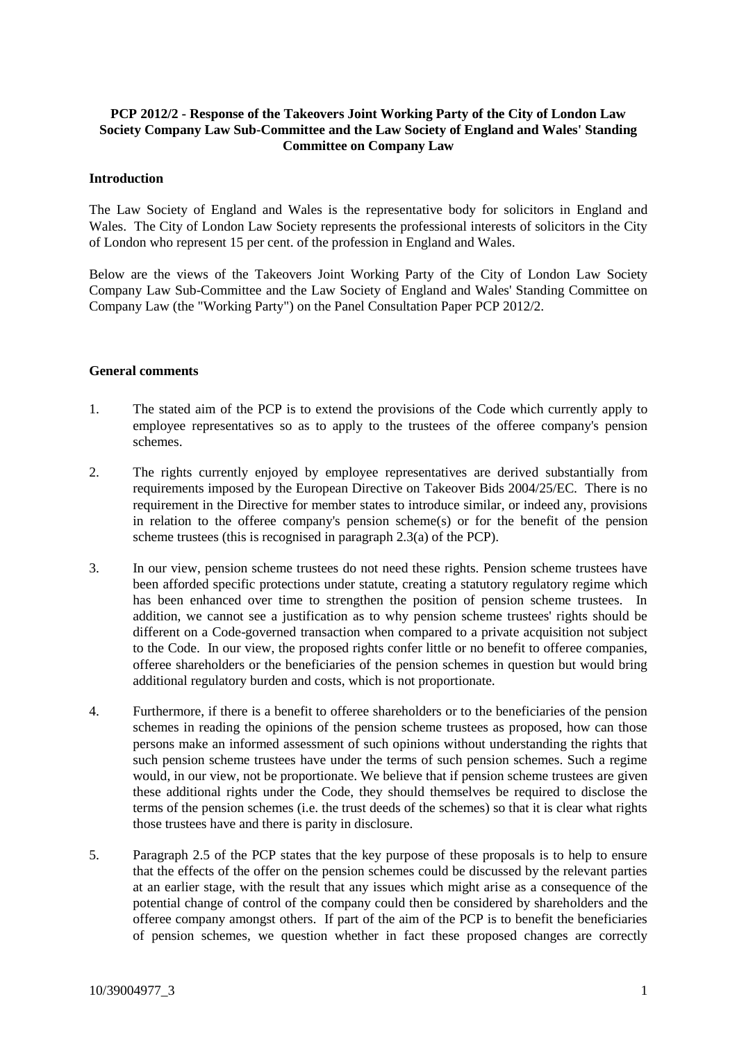**PCP 2012/2 - Response of the Takeovers Joint Working Party of the City of London Law Society Company Law Sub-Committee and the Law Society of England and Wales' Standing Committee on Company Law**

**Introduction**

The Law Society of England and Wales is the representative body for solicitors in England and Wales. The City of London Law Society represents the professional interests of solicitors in the City of London who represent 15 per cent. of the profession in England and Wales.

Below are the views of the Takeovers Joint Working Party of the City of London Law Society Company Law Sub-Committee and the Law Society of England and Wales' Standing Committee on Company Law (the "Working Party") on the Panel Consultation Paper PCP 2012/2.

**General comments**

1. The stated aim of the PCP is to extend the provisions of the Code which currently apply to employee representatives so as to apply to the trustees of the offeree company's pension schemes.

2. The rights currently enjoyed by employee representatives are derived substantially from requirements imposed by the European Directive on Takeover Bids 2004/25/EC. There is no requirement in the Directive for member states to introduce similar, or indeed any, provisions in relation to the offeree company's pension scheme(s) or for the benefit of the pension scheme trustees (this is recognised in paragraph 2.3(a) of the PCP).

3. In our view, pension scheme trustees do not need these rights. Pension scheme trustees have been afforded specific protections under statute, creating a statutory regulatory regime which has been enhanced over time to strengthen the position of pension scheme trustees. In addition, we cannot see a justification as to why pension scheme trustees' rights should be different on a Code-governed transaction when compared to a private acquisition not subject to the Code. In our view, the proposed rights confer little or no benefit to offeree companies, offeree shareholders or the beneficiaries of the pension schemes in question but would bring additional regulatory burden and costs, which is not proportionate.

4. Furthermore, if there is a benefit to offeree shareholders or to the beneficiaries of the pension schemes in reading the opinions of the pension scheme trustees as proposed, how can those persons make an informed assessment of such opinions without understanding the rights that such pension scheme trustees have under the terms of such pension schemes. Such a regime would, in our view, not be proportionate. We believe that if pension scheme trustees are given these additional rights under the Code, they should themselves be required to disclose the terms of the pension schemes (i.e. the trust deeds of the schemes) so that it is clear what rights those trustees have and there is parity in disclosure.

5. Paragraph 2.5 of the PCP states that the key purpose of these proposals is to help to ensure that the effects of the offer on the pension schemes could be discussed by the relevant parties at an earlier stage, with the result that any issues which might arise as a consequence of the potential change of control of the company could then be considered by shareholders and the offeree company amongst others. If part of the aim of the PCP is to benefit the beneficiaries of pension schemes, we question whether in fact these proposed changes are correctly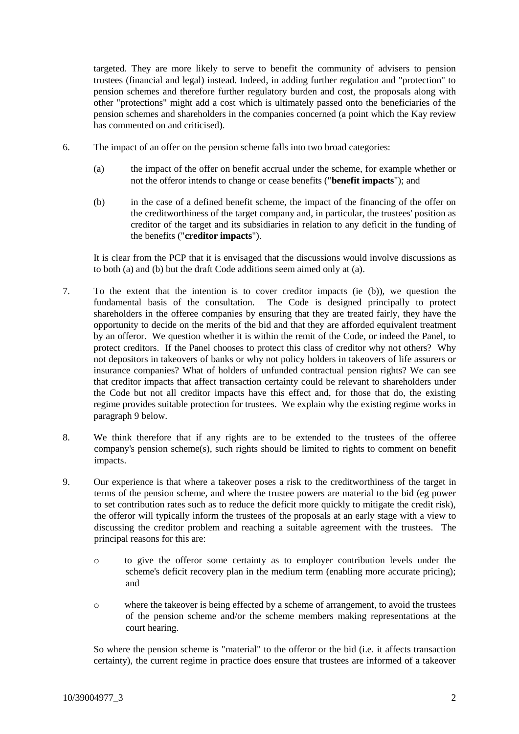targeted. They are more likely to serve to benefit the community of advisers to pension trustees (financial and legal) instead. Indeed, in adding further regulation and "protection" to pension schemes and therefore further regulatory burden and cost, the proposals along with other "protections" might add a cost which is ultimately passed onto the beneficiaries of the pension schemes and shareholders in the companies concerned (a point which the Kay review has commented on and criticised).

6. The impact of an offer on the pension scheme falls into two broad categories:

   (a) the impact of the offer on benefit accrual under the scheme, for example whether or not the offeror intends to change or cease benefits ("**benefit impacts**"); and

   (b) in the case of a defined benefit scheme, the impact of the financing of the offer on the creditworthiness of the target company and, in particular, the trustees' position as creditor of the target and its subsidiaries in relation to any deficit in the funding of the benefits ("**creditor impacts**").

   It is clear from the PCP that it is envisaged that the discussions would involve discussions as to both (a) and (b) but the draft Code additions seem aimed only at (a).

7. To the extent that the intention is to cover creditor impacts (ie (b)), we question the fundamental basis of the consultation. The Code is designed principally to protect shareholders in the offeree companies by ensuring that they are treated fairly, they have the opportunity to decide on the merits of the bid and that they are afforded equivalent treatment by an offeror. We question whether it is within the remit of the Code, or indeed the Panel, to protect creditors. If the Panel chooses to protect this class of creditor why not others? Why not depositors in takeovers of banks or why not policy holders in takeovers of life assurers or insurance companies? What of holders of unfunded contractual pension rights? We can see that creditor impacts that affect transaction certainty could be relevant to shareholders under the Code but not all creditor impacts have this effect and, for those that do, the existing regime provides suitable protection for trustees. We explain why the existing regime works in paragraph 9 below.

8. We think therefore that if any rights are to be extended to the trustees of the offeree company's pension scheme(s), such rights should be limited to rights to comment on benefit impacts.

9. Our experience is that where a takeover poses a risk to the creditworthiness of the target in terms of the pension scheme, and where the trustee powers are material to the bid (eg power to set contribution rates such as to reduce the deficit more quickly to mitigate the credit risk), the offeror will typically inform the trustees of the proposals at an early stage with a view to discussing the creditor problem and reaching a suitable agreement with the trustees. The principal reasons for this are:

   - to give the offeror some certainty as to employer contribution levels under the scheme's deficit recovery plan in the medium term (enabling more accurate pricing); and

   - where the takeover is being effected by a scheme of arrangement, to avoid the trustees of the pension scheme and/or the scheme members making representations at the court hearing.

   So where the pension scheme is "material" to the offeror or the bid (i.e. it affects transaction certainty), the current regime in practice does ensure that trustees are informed of a takeover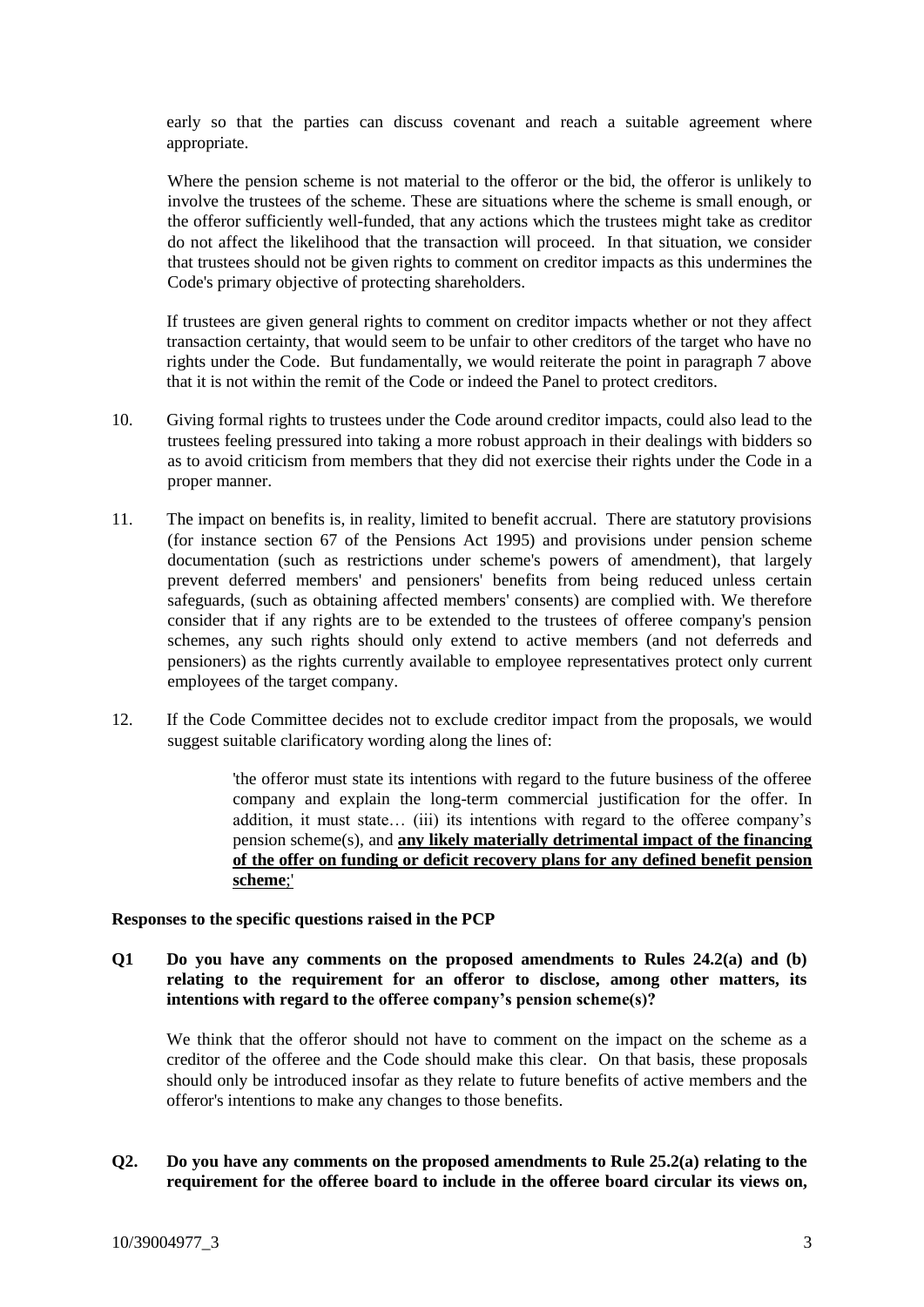early so that the parties can discuss covenant and reach a suitable agreement where appropriate.

Where the pension scheme is not material to the offeror or the bid, the offeror is unlikely to involve the trustees of the scheme. These are situations where the scheme is small enough, or the offeror sufficiently well-funded, that any actions which the trustees might take as creditor do not affect the likelihood that the transaction will proceed. In that situation, we consider that trustees should not be given rights to comment on creditor impacts as this undermines the Code's primary objective of protecting shareholders.

If trustees are given general rights to comment on creditor impacts whether or not they affect transaction certainty, that would seem to be unfair to other creditors of the target who have no rights under the Code. But fundamentally, we would reiterate the point in paragraph 7 above that it is not within the remit of the Code or indeed the Panel to protect creditors.

10. Giving formal rights to trustees under the Code around creditor impacts, could also lead to the trustees feeling pressured into taking a more robust approach in their dealings with bidders so as to avoid criticism from members that they did not exercise their rights under the Code in a proper manner.

11. The impact on benefits is, in reality, limited to benefit accrual. There are statutory provisions (for instance section 67 of the Pensions Act 1995) and provisions under pension scheme documentation (such as restrictions under scheme's powers of amendment), that largely prevent deferred members' and pensioners' benefits from being reduced unless certain safeguards, (such as obtaining affected members' consents) are complied with. We therefore consider that if any rights are to be extended to the trustees of offeree company's pension schemes, any such rights should only extend to active members (and not deferreds and pensioners) as the rights currently available to employee representatives protect only current employees of the target company.

12. If the Code Committee decides not to exclude creditor impact from the proposals, we would suggest suitable clarificatory wording along the lines of:

> 'the offeror must state its intentions with regard to the future business of the offeree company and explain the long-term commercial justification for the offer. In addition, it must state… (iii) its intentions with regard to the offeree company's pension scheme(s), and **any likely materially detrimental impact of the financing of the offer on funding or deficit recovery plans for any defined benefit pension scheme**;'

**Responses to the specific questions raised in the PCP**

**Q1 Do you have any comments on the proposed amendments to Rules 24.2(a) and (b) relating to the requirement for an offeror to disclose, among other matters, its intentions with regard to the offeree company's pension scheme(s)?**

We think that the offeror should not have to comment on the impact on the scheme as a creditor of the offeree and the Code should make this clear. On that basis, these proposals should only be introduced insofar as they relate to future benefits of active members and the offeror's intentions to make any changes to those benefits.

**Q2. Do you have any comments on the proposed amendments to Rule 25.2(a) relating to the requirement for the offeree board to include in the offeree board circular its views on,**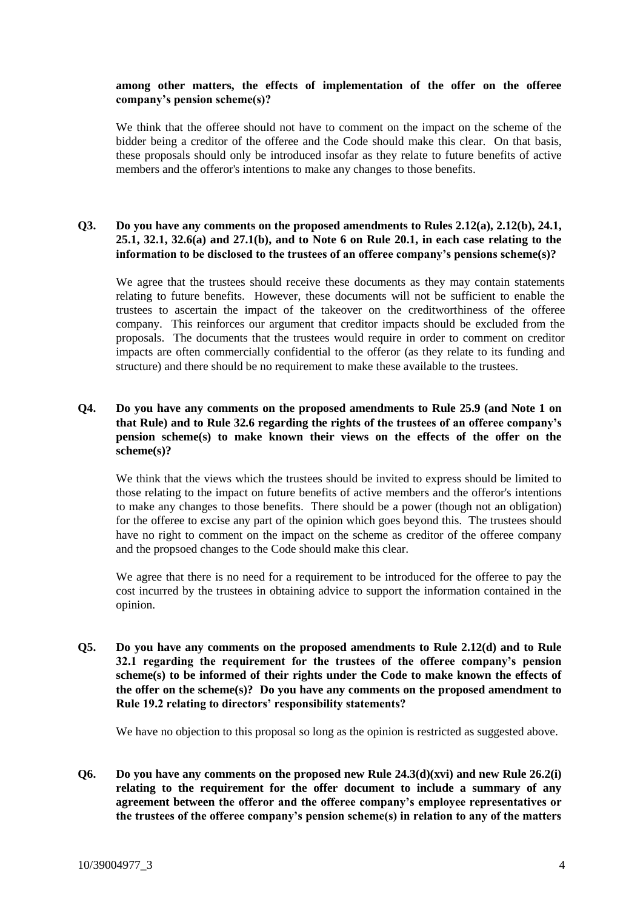**among other matters, the effects of implementation of the offer on the offeree company's pension scheme(s)?**

We think that the offeree should not have to comment on the impact on the scheme of the bidder being a creditor of the offeree and the Code should make this clear. On that basis, these proposals should only be introduced insofar as they relate to future benefits of active members and the offeror's intentions to make any changes to those benefits.

**Q3. Do you have any comments on the proposed amendments to Rules 2.12(a), 2.12(b), 24.1, 25.1, 32.1, 32.6(a) and 27.1(b), and to Note 6 on Rule 20.1, in each case relating to the information to be disclosed to the trustees of an offeree company's pensions scheme(s)?**

We agree that the trustees should receive these documents as they may contain statements relating to future benefits. However, these documents will not be sufficient to enable the trustees to ascertain the impact of the takeover on the creditworthiness of the offeree company. This reinforces our argument that creditor impacts should be excluded from the proposals. The documents that the trustees would require in order to comment on creditor impacts are often commercially confidential to the offeror (as they relate to its funding and structure) and there should be no requirement to make these available to the trustees.

**Q4. Do you have any comments on the proposed amendments to Rule 25.9 (and Note 1 on that Rule) and to Rule 32.6 regarding the rights of the trustees of an offeree company's pension scheme(s) to make known their views on the effects of the offer on the scheme(s)?**

We think that the views which the trustees should be invited to express should be limited to those relating to the impact on future benefits of active members and the offeror's intentions to make any changes to those benefits. There should be a power (though not an obligation) for the offeree to excise any part of the opinion which goes beyond this. The trustees should have no right to comment on the impact on the scheme as creditor of the offeree company and the propsoed changes to the Code should make this clear.

We agree that there is no need for a requirement to be introduced for the offeree to pay the cost incurred by the trustees in obtaining advice to support the information contained in the opinion.

**Q5. Do you have any comments on the proposed amendments to Rule 2.12(d) and to Rule 32.1 regarding the requirement for the trustees of the offeree company's pension scheme(s) to be informed of their rights under the Code to make known the effects of the offer on the scheme(s)? Do you have any comments on the proposed amendment to Rule 19.2 relating to directors' responsibility statements?**

We have no objection to this proposal so long as the opinion is restricted as suggested above.

**Q6. Do you have any comments on the proposed new Rule 24.3(d)(xvi) and new Rule 26.2(i) relating to the requirement for the offer document to include a summary of any agreement between the offeror and the offeree company's employee representatives or the trustees of the offeree company's pension scheme(s) in relation to any of the matters**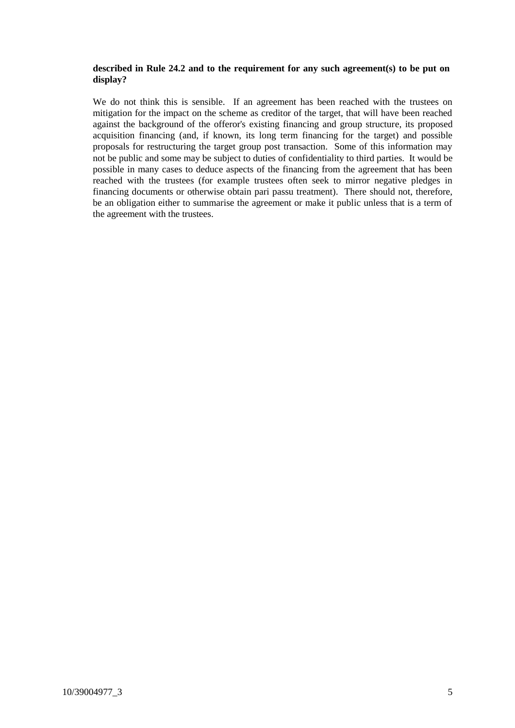**described in Rule 24.2 and to the requirement for any such agreement(s) to be put on display?**

We do not think this is sensible. If an agreement has been reached with the trustees on mitigation for the impact on the scheme as creditor of the target, that will have been reached against the background of the offeror's existing financing and group structure, its proposed acquisition financing (and, if known, its long term financing for the target) and possible proposals for restructuring the target group post transaction. Some of this information may not be public and some may be subject to duties of confidentiality to third parties. It would be possible in many cases to deduce aspects of the financing from the agreement that has been reached with the trustees (for example trustees often seek to mirror negative pledges in financing documents or otherwise obtain pari passu treatment). There should not, therefore, be an obligation either to summarise the agreement or make it public unless that is a term of the agreement with the trustees.